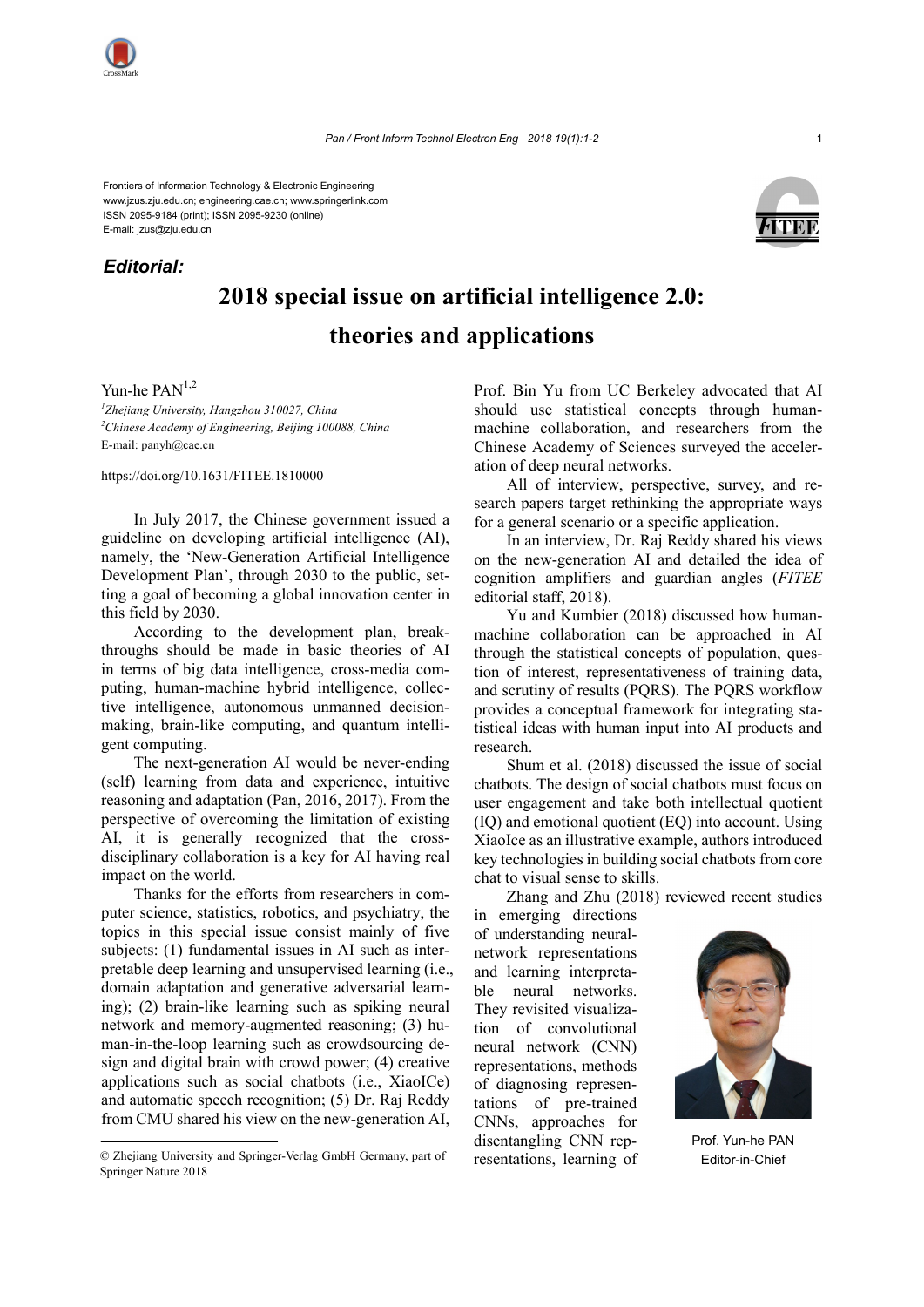Frontiers of Information Technology & Electronic Engineering
www.jzus.zju.edu.cn; engineering.cae.cn; www.springerlink.com
ISSN 2095-9184 (print); ISSN 2095-9230 (online)
E-mail: jzus@zju.edu.cn

***Editorial:***

# 2018 special issue on artificial intelligence 2.0: theories and applications

Yun-he PAN[1,2]

*[1]Zhejiang University, Hangzhou 310027, China*
*[2]Chinese Academy of Engineering, Beijing 100088, China*
E-mail: panyh@cae.cn

https://doi.org/10.1631/FITEE.1810000

In July 2017, the Chinese government issued a guideline on developing artificial intelligence (AI), namely, the 'New-Generation Artificial Intelligence Development Plan', through 2030 to the public, setting a goal of becoming a global innovation center in this field by 2030.

According to the development plan, breakthroughs should be made in basic theories of AI in terms of big data intelligence, cross-media computing, human-machine hybrid intelligence, collective intelligence, autonomous unmanned decision-making, brain-like computing, and quantum intelligent computing.

The next-generation AI would be never-ending (self) learning from data and experience, intuitive reasoning and adaptation (Pan, 2016, 2017). From the perspective of overcoming the limitation of existing AI, it is generally recognized that the cross-disciplinary collaboration is a key for AI having real impact on the world.

Thanks for the efforts from researchers in computer science, statistics, robotics, and psychiatry, the topics in this special issue consist mainly of five subjects: (1) fundamental issues in AI such as interpretable deep learning and unsupervised learning (i.e., domain adaptation and generative adversarial learning); (2) brain-like learning such as spiking neural network and memory-augmented reasoning; (3) human-in-the-loop learning such as crowdsourcing design and digital brain with crowd power; (4) creative applications such as social chatbots (i.e., XiaoICe) and automatic speech recognition; (5) Dr. Raj Reddy from CMU shared his view on the new-generation AI, Prof. Bin Yu from UC Berkeley advocated that AI should use statistical concepts through human-machine collaboration, and researchers from the Chinese Academy of Sciences surveyed the acceleration of deep neural networks.

All of interview, perspective, survey, and research papers target rethinking the appropriate ways for a general scenario or a specific application.

In an interview, Dr. Raj Reddy shared his views on the new-generation AI and detailed the idea of cognition amplifiers and guardian angles (*FITEE* editorial staff, 2018).

Yu and Kumbier (2018) discussed how human-machine collaboration can be approached in AI through the statistical concepts of population, question of interest, representativeness of training data, and scrutiny of results (PQRS). The PQRS workflow provides a conceptual framework for integrating statistical ideas with human input into AI products and research.

Shum et al. (2018) discussed the issue of social chatbots. The design of social chatbots must focus on user engagement and take both intellectual quotient (IQ) and emotional quotient (EQ) into account. Using XiaoIce as an illustrative example, authors introduced key technologies in building social chatbots from core chat to visual sense to skills.

Zhang and Zhu (2018) reviewed recent studies in emerging directions of understanding neural-network representations and learning interpretable neural networks. They revisited visualization of convolutional neural network (CNN) representations, methods of diagnosing representations of pre-trained CNNs, approaches for disentangling CNN representations, learning of

Prof. Yun-he PAN
Editor-in-Chief

© Zhejiang University and Springer-Verlag GmbH Germany, part of Springer Nature 2018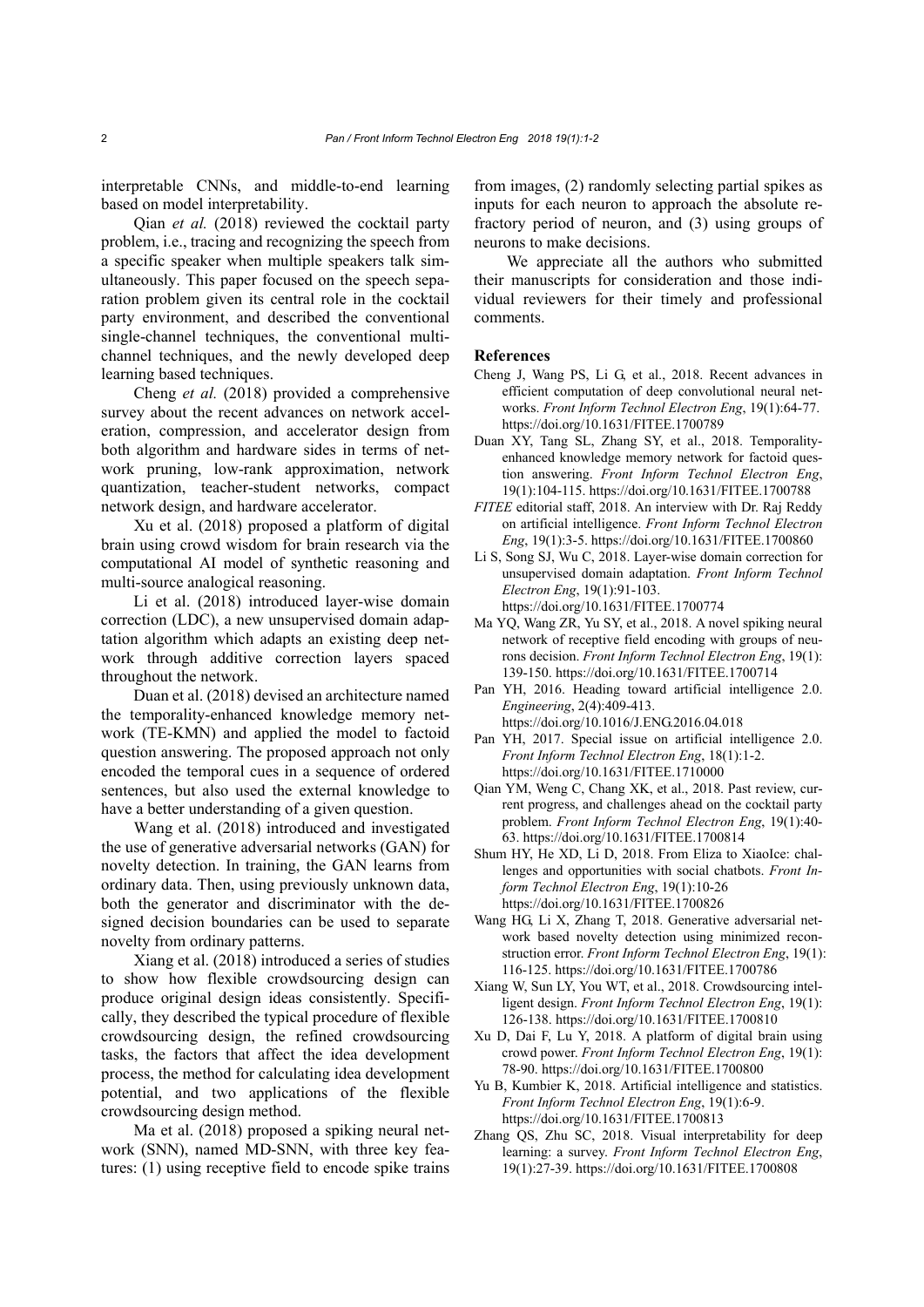interpretable CNNs, and middle-to-end learning based on model interpretability.

Qian *et al.* (2018) reviewed the cocktail party problem, i.e., tracing and recognizing the speech from a specific speaker when multiple speakers talk simultaneously. This paper focused on the speech separation problem given its central role in the cocktail party environment, and described the conventional single-channel techniques, the conventional multichannel techniques, and the newly developed deep learning based techniques.

Cheng *et al.* (2018) provided a comprehensive survey about the recent advances on network acceleration, compression, and accelerator design from both algorithm and hardware sides in terms of network pruning, low-rank approximation, network quantization, teacher-student networks, compact network design, and hardware accelerator.

Xu et al. (2018) proposed a platform of digital brain using crowd wisdom for brain research via the computational AI model of synthetic reasoning and multi-source analogical reasoning.

Li et al. (2018) introduced layer-wise domain correction (LDC), a new unsupervised domain adaptation algorithm which adapts an existing deep network through additive correction layers spaced throughout the network.

Duan et al. (2018) devised an architecture named the temporality-enhanced knowledge memory network (TE-KMN) and applied the model to factoid question answering. The proposed approach not only encoded the temporal cues in a sequence of ordered sentences, but also used the external knowledge to have a better understanding of a given question.

Wang et al. (2018) introduced and investigated the use of generative adversarial networks (GAN) for novelty detection. In training, the GAN learns from ordinary data. Then, using previously unknown data, both the generator and discriminator with the designed decision boundaries can be used to separate novelty from ordinary patterns.

Xiang et al. (2018) introduced a series of studies to show how flexible crowdsourcing design can produce original design ideas consistently. Specifically, they described the typical procedure of flexible crowdsourcing design, the refined crowdsourcing tasks, the factors that affect the idea development process, the method for calculating idea development potential, and two applications of the flexible crowdsourcing design method.

Ma et al. (2018) proposed a spiking neural network (SNN), named MD-SNN, with three key features: (1) using receptive field to encode spike trains from images, (2) randomly selecting partial spikes as inputs for each neuron to approach the absolute refractory period of neuron, and (3) using groups of neurons to make decisions.

We appreciate all the authors who submitted their manuscripts for consideration and those individual reviewers for their timely and professional comments.

## References

Cheng J, Wang PS, Li G, et al., 2018. Recent advances in efficient computation of deep convolutional neural networks. *Front Inform Technol Electron Eng*, 19(1):64-77. https://doi.org/10.1631/FITEE.1700789

Duan XY, Tang SL, Zhang SY, et al., 2018. Temporality-enhanced knowledge memory network for factoid question answering. *Front Inform Technol Electron Eng*, 19(1):104-115. https://doi.org/10.1631/FITEE.1700788

*FITEE* editorial staff, 2018. An interview with Dr. Raj Reddy on artificial intelligence. *Front Inform Technol Electron Eng*, 19(1):3-5. https://doi.org/10.1631/FITEE.1700860

Li S, Song SJ, Wu C, 2018. Layer-wise domain correction for unsupervised domain adaptation. *Front Inform Technol Electron Eng*, 19(1):91-103. https://doi.org/10.1631/FITEE.1700774

Ma YQ, Wang ZR, Yu SY, et al., 2018. A novel spiking neural network of receptive field encoding with groups of neurons decision. *Front Inform Technol Electron Eng*, 19(1): 139-150. https://doi.org/10.1631/FITEE.1700714

Pan YH, 2016. Heading toward artificial intelligence 2.0. *Engineering*, 2(4):409-413. https://doi.org/10.1016/J.ENG.2016.04.018

Pan YH, 2017. Special issue on artificial intelligence 2.0. *Front Inform Technol Electron Eng*, 18(1):1-2. https://doi.org/10.1631/FITEE.1710000

Qian YM, Weng C, Chang XK, et al., 2018. Past review, current progress, and challenges ahead on the cocktail party problem. *Front Inform Technol Electron Eng*, 19(1):40-63. https://doi.org/10.1631/FITEE.1700814

Shum HY, He XD, Li D, 2018. From Eliza to XiaoIce: challenges and opportunities with social chatbots. *Front Inform Technol Electron Eng*, 19(1):10-26 https://doi.org/10.1631/FITEE.1700826

Wang HG, Li X, Zhang T, 2018. Generative adversarial network based novelty detection using minimized reconstruction error. *Front Inform Technol Electron Eng*, 19(1): 116-125. https://doi.org/10.1631/FITEE.1700786

Xiang W, Sun LY, You WT, et al., 2018. Crowdsourcing intelligent design. *Front Inform Technol Electron Eng*, 19(1): 126-138. https://doi.org/10.1631/FITEE.1700810

Xu D, Dai F, Lu Y, 2018. A platform of digital brain using crowd power. *Front Inform Technol Electron Eng*, 19(1): 78-90. https://doi.org/10.1631/FITEE.1700800

Yu B, Kumbier K, 2018. Artificial intelligence and statistics. *Front Inform Technol Electron Eng*, 19(1):6-9. https://doi.org/10.1631/FITEE.1700813

Zhang QS, Zhu SC, 2018. Visual interpretability for deep learning: a survey. *Front Inform Technol Electron Eng*, 19(1):27-39. https://doi.org/10.1631/FITEE.1700808